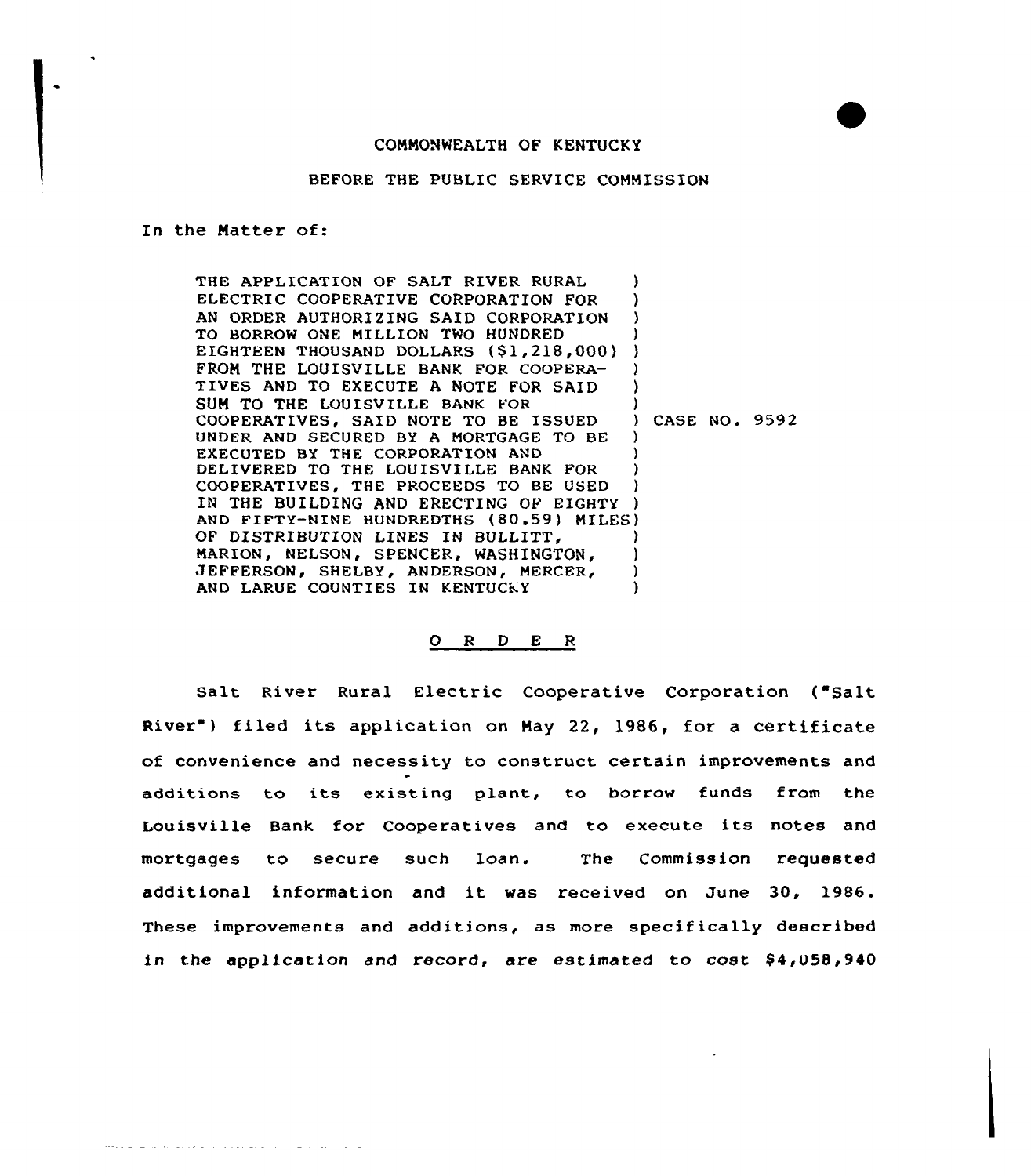COMMONWEALTH OF KENTUCKY

BEFORE THE PUBLIC SERVICE COMMISSION

In the Matter of:

| | |
|---|---|
| THE APPLICATION OF SALT RIVER RURAL ELECTRIC COOPERATIVE CORPORATION FOR AN ORDER AUTHORIZING SAID CORPORATION TO BORROW ONE MILLION TWO HUNDRED EIGHTEEN THOUSAND DOLLARS ($1,218,000) FROM THE LOUISVILLE BANK FOR COOPERATIVES AND TO EXECUTE A NOTE FOR SAID SUM TO THE LOUISVILLE BANK FOR COOPERATIVES, SAID NOTE TO BE ISSUED UNDER AND SECURED BY A MORTGAGE TO BE EXECUTED BY THE CORPORATION AND DELIVERED TO THE LOUISVILLE BANK FOR COOPERATIVES, THE PROCEEDS TO BE USED IN THE BUILDING AND ERECTING OF EIGHTY AND FIFTY-NINE HUNDREDTHS (80.59) MILES OF DISTRIBUTION LINES IN BULLITT, MARION, NELSON, SPENCER, WASHINGTON, JEFFERSON, SHELBY, ANDERSON, MERCER, AND LARUE COUNTIES IN KENTUCKY | ) CASE NO. 9592 |

## O R D E R

Salt River Rural Electric Cooperative Corporation ("Salt River") filed its application on May 22, 1986, for a certificate of convenience and necessity to construct certain improvements and additions to its existing plant, to borrow funds from the Louisville Bank for Cooperatives and to execute its notes and mortgages to secure such loan. The Commission requested additional information and it was received on June 30, 1986. These improvements and additions, as more specifically described in the application and record, are estimated to cost $4,058,940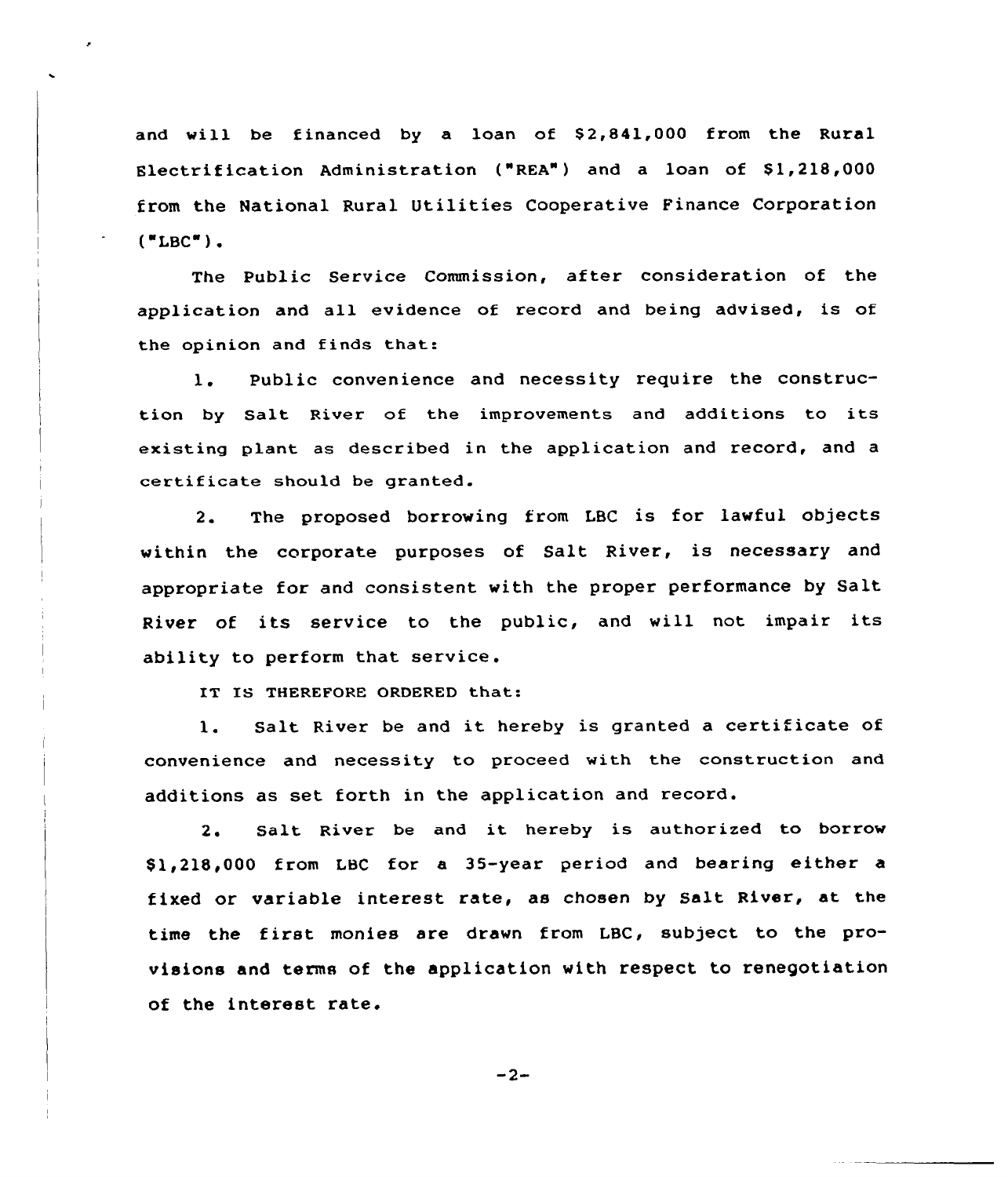and will be financed by a loan of $2,841,000 from the Rural Electrification Administration ("REA") and a loan of $1,218,000 from the National Rural Utilities Cooperative Finance Corporation ("LBC").

The Public Service Commission, after consideration of the application and all evidence of record and being advised, is of the opinion and finds that:

1. Public convenience and necessity require the construction by Salt River of the improvements and additions to its existing plant as described in the application and record, and a certificate should be granted.

2. The proposed borrowing from LBC is for lawful objects within the corporate purposes of Salt River, is necessary and appropriate for and consistent with the proper performance by Salt River of its service to the public, and will not impair its ability to perform that service.

IT IS THEREFORE ORDERED that:

1. Salt River be and it hereby is granted a certificate of convenience and necessity to proceed with the construction and additions as set forth in the application and record.

2. Salt River be and it hereby is authorized to borrow $1,218,000 from LBC for a 35-year period and bearing either a fixed or variable interest rate, as chosen by Salt River, at the time the first monies are drawn from LBC, subject to the provisions and terms of the application with respect to renegotiation of the interest rate.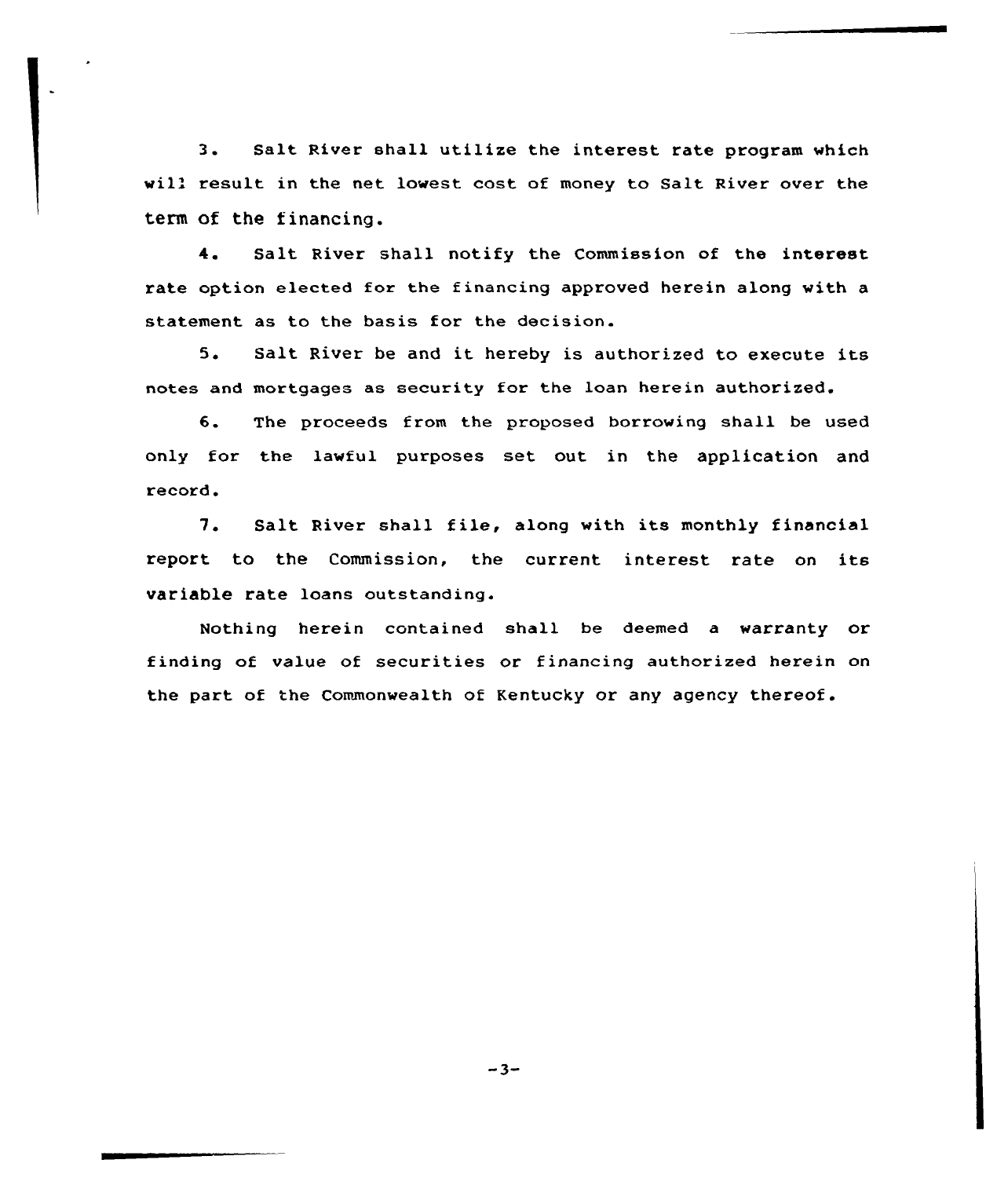3. Salt River shall utilize the interest rate program which will result in the net lowest cost of money to Salt River over the term of the financing.

4. Salt River shall notify the Commission of the interest rate option elected for the financing approved herein along with a statement as to the basis for the decision.

5. Salt River be and it hereby is authorized to execute its notes and mortgages as security for the loan herein authorized.

6. The proceeds from the proposed borrowing shall be used only for the lawful purposes set out in the application and record.

7. Salt River shall file, along with its monthly financial report to the Commission, the current interest rate on its variable rate loans outstanding.

Nothing herein contained shall be deemed a warranty or finding of value of securities or financing authorized herein on the part of the Commonwealth of Kentucky or any agency thereof.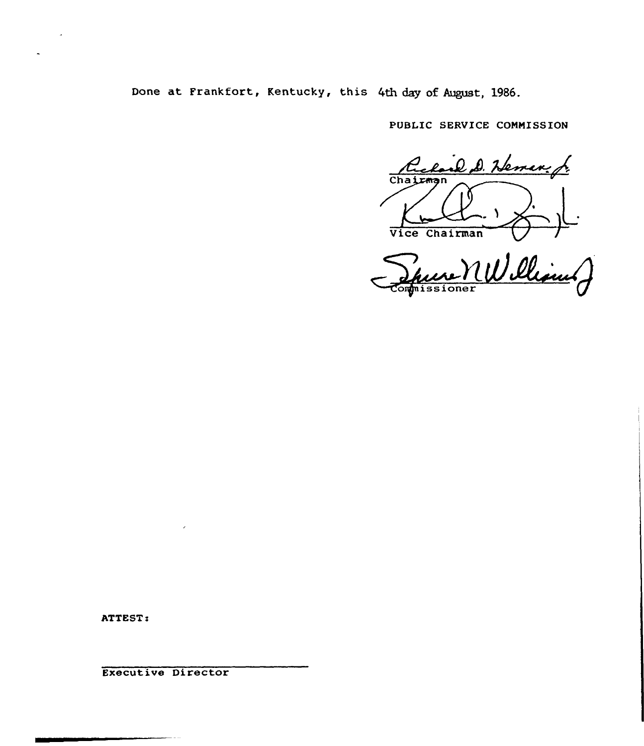Done at Frankfort, Kentucky, this 4th day of August, 1986.

PUBLIC SERVICE COMMISSION

Chairman

Vice Chairman

Commissioner

ATTEST:

Executive Director